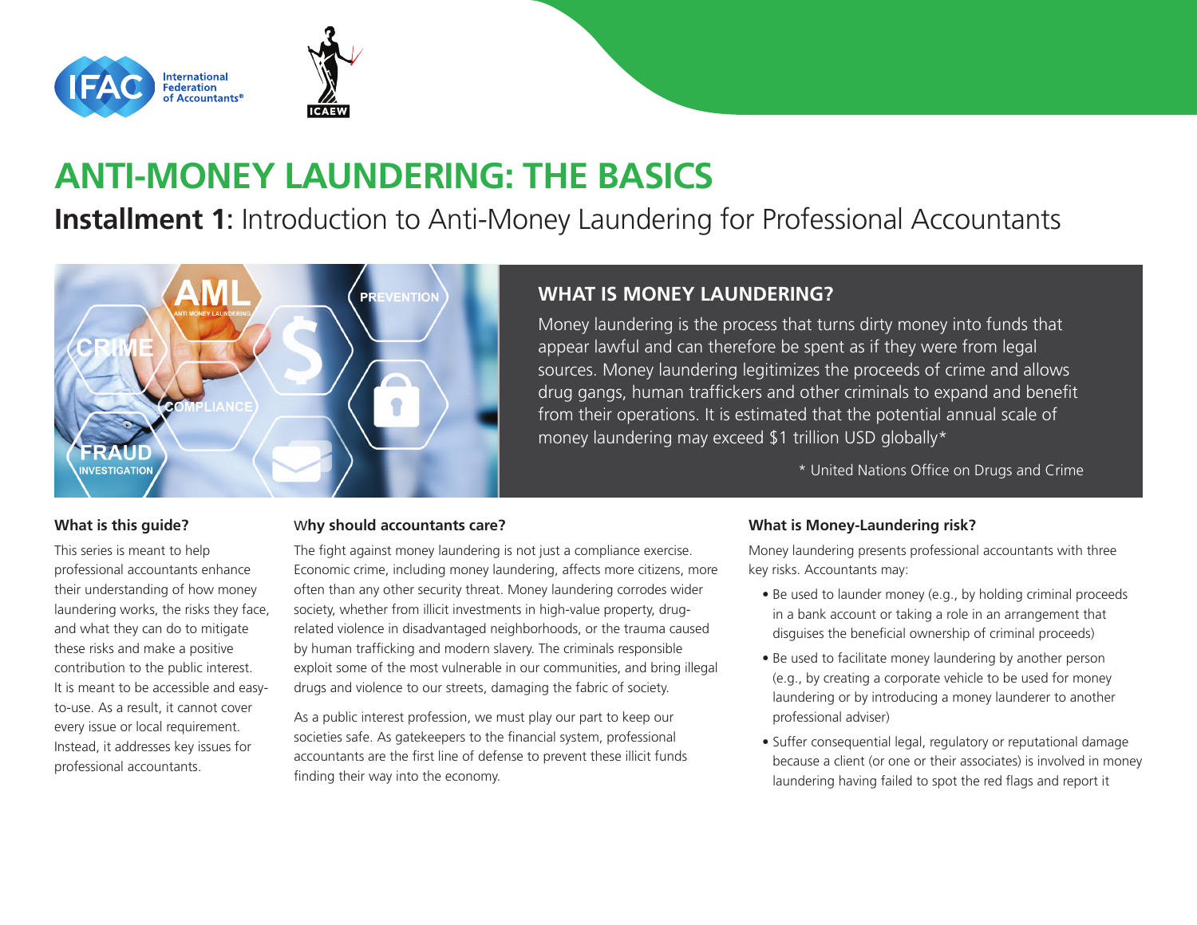# ANTI-MONEY LAUNDERING: THE BASICS

## **Installment 1:** Introduction to Anti-Money Laundering for Professional Accountants

### WHAT IS MONEY LAUNDERING?

Money laundering is the process that turns dirty money into funds that appear lawful and can therefore be spent as if they were from legal sources. Money laundering legitimizes the proceeds of crime and allows drug gangs, human traffickers and other criminals to expand and benefit from their operations. It is estimated that the potential annual scale of money laundering may exceed $1 trillion USD globally*

\* United Nations Office on Drugs and Crime

### What is this guide?

This series is meant to help professional accountants enhance their understanding of how money laundering works, the risks they face, and what they can do to mitigate these risks and make a positive contribution to the public interest. It is meant to be accessible and easy-to-use. As a result, it cannot cover every issue or local requirement. Instead, it addresses key issues for professional accountants.

### Why should accountants care?

The fight against money laundering is not just a compliance exercise. Economic crime, including money laundering, affects more citizens, more often than any other security threat. Money laundering corrodes wider society, whether from illicit investments in high-value property, drug-related violence in disadvantaged neighborhoods, or the trauma caused by human trafficking and modern slavery. The criminals responsible exploit some of the most vulnerable in our communities, and bring illegal drugs and violence to our streets, damaging the fabric of society.

As a public interest profession, we must play our part to keep our societies safe. As gatekeepers to the financial system, professional accountants are the first line of defense to prevent these illicit funds finding their way into the economy.

### What is Money-Laundering risk?

Money laundering presents professional accountants with three key risks. Accountants may:

- Be used to launder money (e.g., by holding criminal proceeds in a bank account or taking a role in an arrangement that disguises the beneficial ownership of criminal proceeds)
- Be used to facilitate money laundering by another person (e.g., by creating a corporate vehicle to be used for money laundering or by introducing a money launderer to another professional adviser)
- Suffer consequential legal, regulatory or reputational damage because a client (or one or their associates) is involved in money laundering having failed to spot the red flags and report it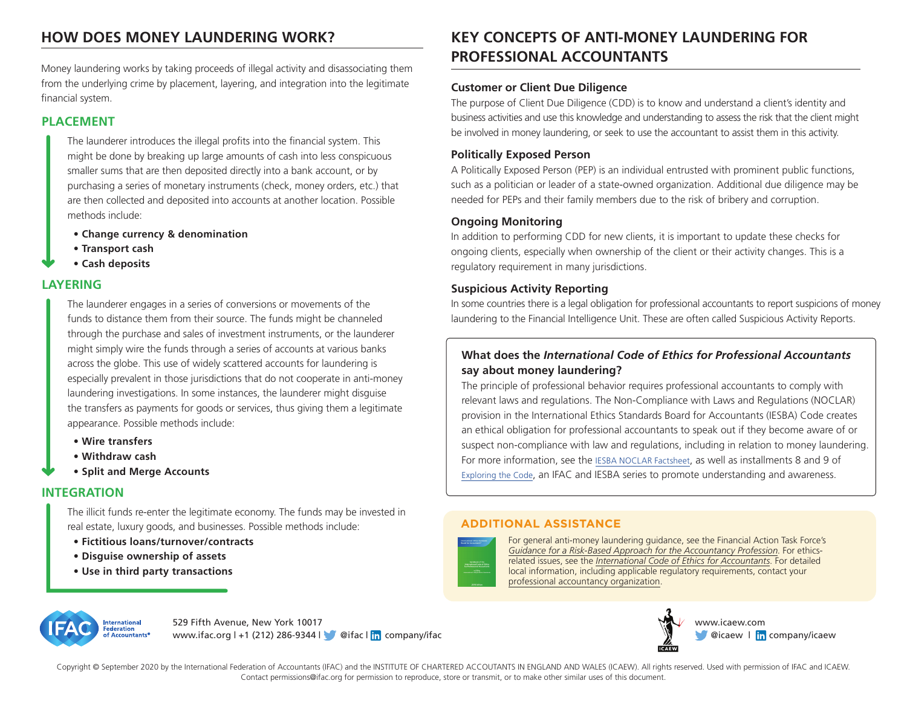## HOW DOES MONEY LAUNDERING WORK?

Money laundering works by taking proceeds of illegal activity and disassociating them from the underlying crime by placement, layering, and integration into the legitimate financial system.

### PLACEMENT

The launderer introduces the illegal profits into the financial system. This might be done by breaking up large amounts of cash into less conspicuous smaller sums that are then deposited directly into a bank account, or by purchasing a series of monetary instruments (check, money orders, etc.) that are then collected and deposited into accounts at another location. Possible methods include:

- **Change currency & denomination**
- **Transport cash**
- **Cash deposits**

### LAYERING

The launderer engages in a series of conversions or movements of the funds to distance them from their source. The funds might be channeled through the purchase and sales of investment instruments, or the launderer might simply wire the funds through a series of accounts at various banks across the globe. This use of widely scattered accounts for laundering is especially prevalent in those jurisdictions that do not cooperate in anti-money laundering investigations. In some instances, the launderer might disguise the transfers as payments for goods or services, thus giving them a legitimate appearance. Possible methods include:

- **Wire transfers**
- **Withdraw cash**
- **Split and Merge Accounts**

### INTEGRATION

The illicit funds re-enter the legitimate economy. The funds may be invested in real estate, luxury goods, and businesses. Possible methods include:

- **Fictitious loans/turnover/contracts**
- **Disguise ownership of assets**
- **Use in third party transactions**

## KEY CONCEPTS OF ANTI-MONEY LAUNDERING FOR PROFESSIONAL ACCOUNTANTS

### Customer or Client Due Diligence

The purpose of Client Due Diligence (CDD) is to know and understand a client's identity and business activities and use this knowledge and understanding to assess the risk that the client might be involved in money laundering, or seek to use the accountant to assist them in this activity.

### Politically Exposed Person

A Politically Exposed Person (PEP) is an individual entrusted with prominent public functions, such as a politician or leader of a state-owned organization. Additional due diligence may be needed for PEPs and their family members due to the risk of bribery and corruption.

### Ongoing Monitoring

In addition to performing CDD for new clients, it is important to update these checks for ongoing clients, especially when ownership of the client or their activity changes. This is a regulatory requirement in many jurisdictions.

### Suspicious Activity Reporting

In some countries there is a legal obligation for professional accountants to report suspicions of money laundering to the Financial Intelligence Unit. These are often called Suspicious Activity Reports.

### What does the *International Code of Ethics for Professional Accountants* say about money laundering?

The principle of professional behavior requires professional accountants to comply with relevant laws and regulations. The Non-Compliance with Laws and Regulations (NOCLAR) provision in the International Ethics Standards Board for Accountants (IESBA) Code creates an ethical obligation for professional accountants to speak out if they become aware of or suspect non-compliance with law and regulations, including in relation to money laundering. For more information, see the IESBA NOCLAR Factsheet, as well as installments 8 and 9 of Exploring the Code, an IFAC and IESBA series to promote understanding and awareness.

### ADDITIONAL ASSISTANCE

For general anti-money laundering guidance, see the Financial Action Task Force's *Guidance for a Risk-Based Approach for the Accountancy Profession*. For ethics-related issues, see the *International Code of Ethics for Accountants*. For detailed local information, including applicable regulatory requirements, contact your professional accountancy organization.

International Federation of Accountants®

529 Fifth Avenue, New York 10017
www.ifac.org | +1 (212) 286-9344 | @ifac | company/ifac

www.icaew.com
@icaew | company/icaew

Copyright © September 2020 by the International Federation of Accountants (IFAC) and the INSTITUTE OF CHARTERED ACCOUNTANTS IN ENGLAND AND WALES (ICAEW). All rights reserved. Used with permission of IFAC and ICAEW. Contact permissions@ifac.org for permission to reproduce, store or transmit, or to make other similar uses of this document.